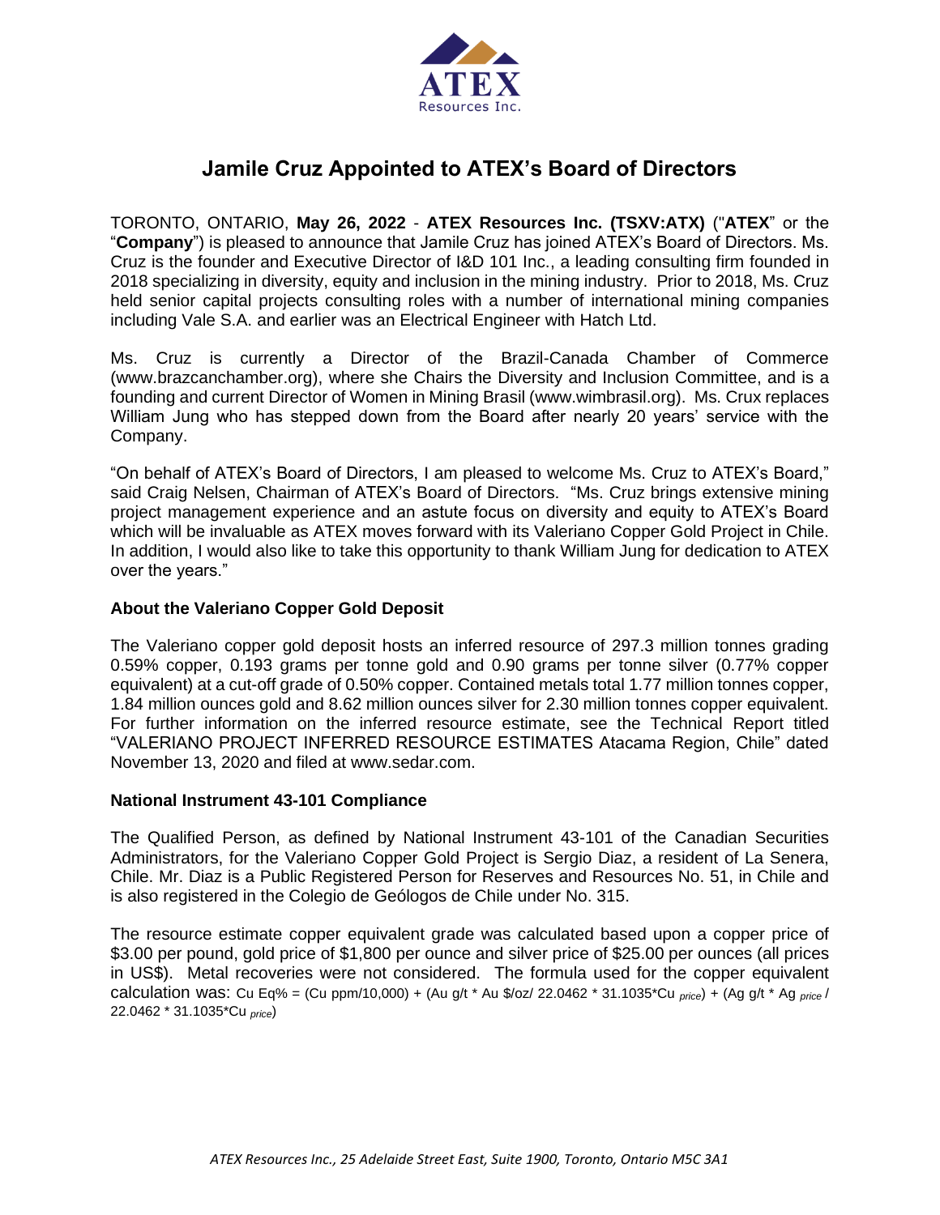# Jamile Cruz Appointed to ATEX's Board of Directors

TORONTO, ONTARIO, **May 26, 2022** - **ATEX Resources Inc. (TSXV:ATX)** ("**ATEX**" or the "**Company**") is pleased to announce that Jamile Cruz has joined ATEX's Board of Directors. Ms. Cruz is the founder and Executive Director of I&D 101 Inc., a leading consulting firm founded in 2018 specializing in diversity, equity and inclusion in the mining industry. Prior to 2018, Ms. Cruz held senior capital projects consulting roles with a number of international mining companies including Vale S.A. and earlier was an Electrical Engineer with Hatch Ltd.

Ms. Cruz is currently a Director of the Brazil-Canada Chamber of Commerce (www.brazcanchamber.org), where she Chairs the Diversity and Inclusion Committee, and is a founding and current Director of Women in Mining Brasil (www.wimbrasil.org). Ms. Crux replaces William Jung who has stepped down from the Board after nearly 20 years' service with the Company.

"On behalf of ATEX's Board of Directors, I am pleased to welcome Ms. Cruz to ATEX's Board," said Craig Nelsen, Chairman of ATEX's Board of Directors. "Ms. Cruz brings extensive mining project management experience and an astute focus on diversity and equity to ATEX's Board which will be invaluable as ATEX moves forward with its Valeriano Copper Gold Project in Chile. In addition, I would also like to take this opportunity to thank William Jung for dedication to ATEX over the years."

### About the Valeriano Copper Gold Deposit

The Valeriano copper gold deposit hosts an inferred resource of 297.3 million tonnes grading 0.59% copper, 0.193 grams per tonne gold and 0.90 grams per tonne silver (0.77% copper equivalent) at a cut-off grade of 0.50% copper. Contained metals total 1.77 million tonnes copper, 1.84 million ounces gold and 8.62 million ounces silver for 2.30 million tonnes copper equivalent. For further information on the inferred resource estimate, see the Technical Report titled "VALERIANO PROJECT INFERRED RESOURCE ESTIMATES Atacama Region, Chile" dated November 13, 2020 and filed at www.sedar.com.

### National Instrument 43-101 Compliance

The Qualified Person, as defined by National Instrument 43-101 of the Canadian Securities Administrators, for the Valeriano Copper Gold Project is Sergio Diaz, a resident of La Senera, Chile. Mr. Diaz is a Public Registered Person for Reserves and Resources No. 51, in Chile and is also registered in the Colegio de Geólogos de Chile under No. 315.

The resource estimate copper equivalent grade was calculated based upon a copper price of \$3.00 per pound, gold price of \$1,800 per ounce and silver price of \$25.00 per ounces (all prices in US\$). Metal recoveries were not considered. The formula used for the copper equivalent calculation was: Cu Eq% = (Cu ppm/10,000) + (Au g/t * Au \$/oz/ 22.0462 * 31.1035*Cu $_{price}$) + (Ag g/t * Ag $_{price}$ / 22.0462 * 31.1035*Cu $_{price}$)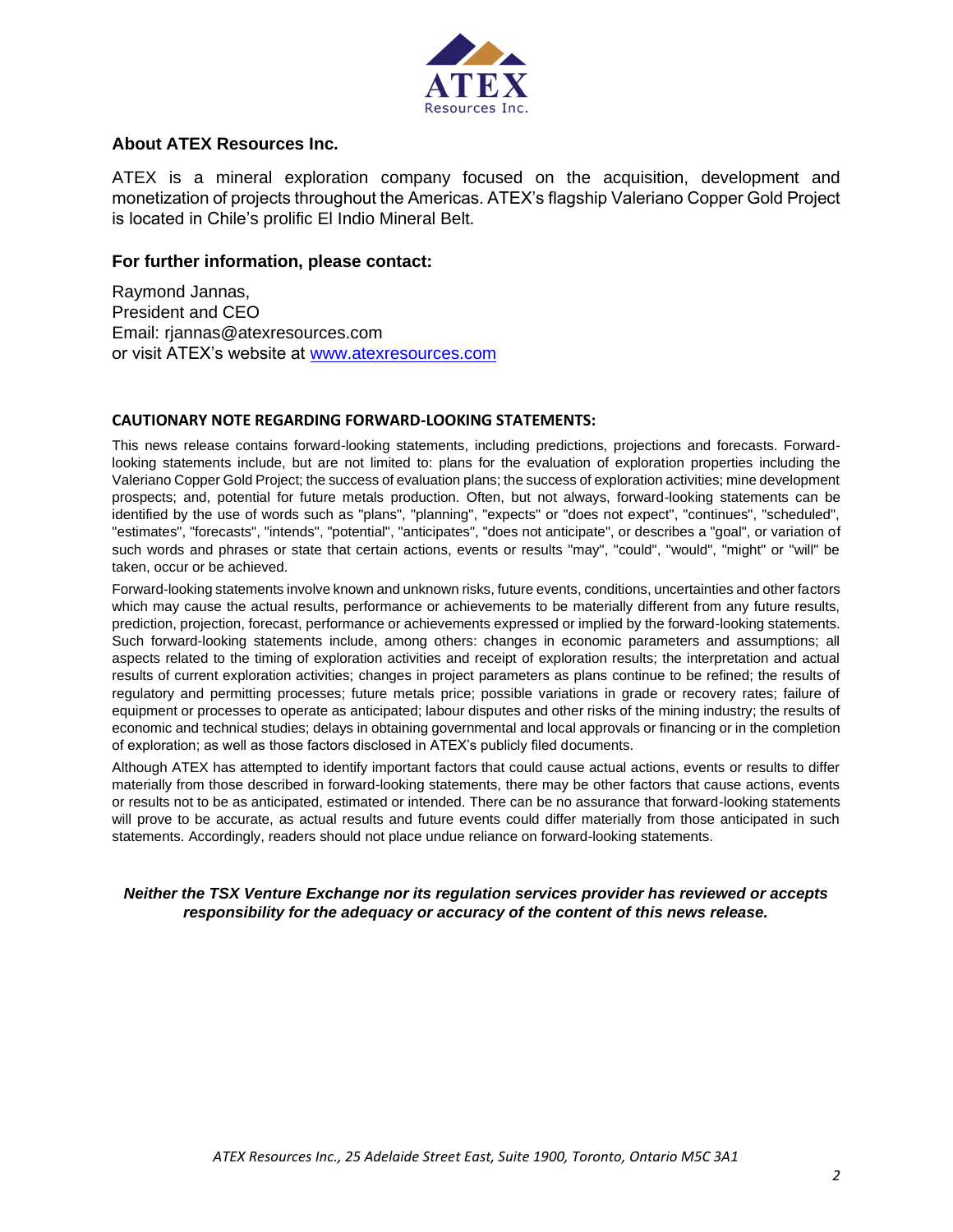## About ATEX Resources Inc.

ATEX is a mineral exploration company focused on the acquisition, development and monetization of projects throughout the Americas. ATEX's flagship Valeriano Copper Gold Project is located in Chile's prolific El Indio Mineral Belt.

## For further information, please contact:

Raymond Jannas,  
President and CEO  
Email: rjannas@atexresources.com  
or visit ATEX's website at [www.atexresources.com](http://www.atexresources.com)

### CAUTIONARY NOTE REGARDING FORWARD-LOOKING STATEMENTS:

This news release contains forward-looking statements, including predictions, projections and forecasts. Forward-looking statements include, but are not limited to: plans for the evaluation of exploration properties including the Valeriano Copper Gold Project; the success of evaluation plans; the success of exploration activities; mine development prospects; and, potential for future metals production. Often, but not always, forward-looking statements can be identified by the use of words such as "plans", "planning", "expects" or "does not expect", "continues", "scheduled", "estimates", "forecasts", "intends", "potential", "anticipates", "does not anticipate", or describes a "goal", or variation of such words and phrases or state that certain actions, events or results "may", "could", "would", "might" or "will" be taken, occur or be achieved.

Forward-looking statements involve known and unknown risks, future events, conditions, uncertainties and other factors which may cause the actual results, performance or achievements to be materially different from any future results, prediction, projection, forecast, performance or achievements expressed or implied by the forward-looking statements. Such forward-looking statements include, among others: changes in economic parameters and assumptions; all aspects related to the timing of exploration activities and receipt of exploration results; the interpretation and actual results of current exploration activities; changes in project parameters as plans continue to be refined; the results of regulatory and permitting processes; future metals price; possible variations in grade or recovery rates; failure of equipment or processes to operate as anticipated; labour disputes and other risks of the mining industry; the results of economic and technical studies; delays in obtaining governmental and local approvals or financing or in the completion of exploration; as well as those factors disclosed in ATEX's publicly filed documents.

Although ATEX has attempted to identify important factors that could cause actual actions, events or results to differ materially from those described in forward-looking statements, there may be other factors that cause actions, events or results not to be as anticipated, estimated or intended. There can be no assurance that forward-looking statements will prove to be accurate, as actual results and future events could differ materially from those anticipated in such statements. Accordingly, readers should not place undue reliance on forward-looking statements.

***Neither the TSX Venture Exchange nor its regulation services provider has reviewed or accepts responsibility for the adequacy or accuracy of the content of this news release.***